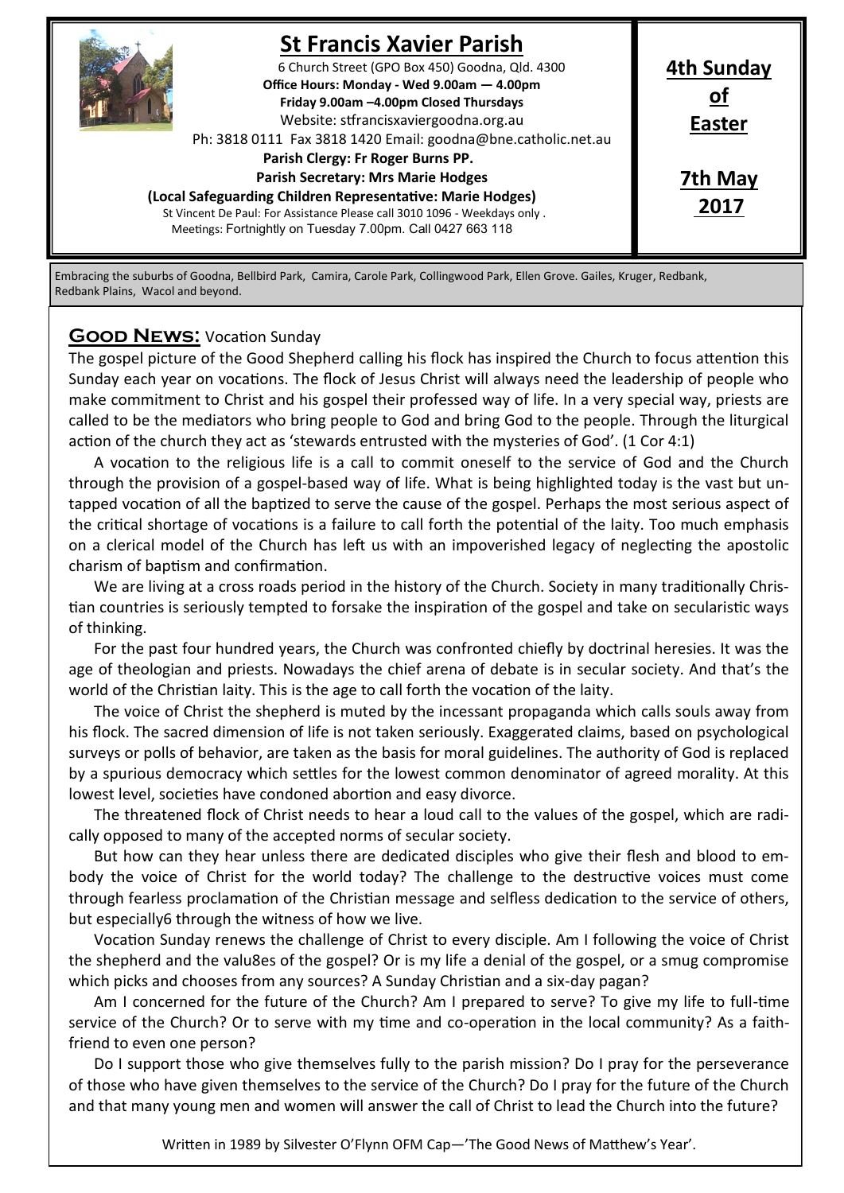# St Francis Xavier Parish

6 Church Street (GPO Box 450) Goodna, Qld. 4300

**Office Hours: Monday - Wed 9.00am — 4.00pm**

**Friday 9.00am –4.00pm Closed Thursdays**

Website: stfrancisxaviergoodna.org.au

Ph: 3818 0111 Fax 3818 1420 Email: goodna@bne.catholic.net.au

**Parish Clergy: Fr Roger Burns PP.**

**Parish Secretary: Mrs Marie Hodges**

**(Local Safeguarding Children Representative: Marie Hodges)**

St Vincent De Paul: For Assistance Please call 3010 1096 - Weekdays only .

Meetings: Fortnightly on Tuesday 7.00pm. Call 0427 663 118

**4th Sunday of Easter**

**7th May 2017**

Embracing the suburbs of Goodna, Bellbird Park, Camira, Carole Park, Collingwood Park, Ellen Grove. Gailes, Kruger, Redbank, Redbank Plains, Wacol and beyond.

## Good News: Vocation Sunday

The gospel picture of the Good Shepherd calling his flock has inspired the Church to focus attention this Sunday each year on vocations. The flock of Jesus Christ will always need the leadership of people who make commitment to Christ and his gospel their professed way of life. In a very special way, priests are called to be the mediators who bring people to God and bring God to the people. Through the liturgical action of the church they act as 'stewards entrusted with the mysteries of God'. (1 Cor 4:1)

A vocation to the religious life is a call to commit oneself to the service of God and the Church through the provision of a gospel-based way of life. What is being highlighted today is the vast but untapped vocation of all the baptized to serve the cause of the gospel. Perhaps the most serious aspect of the critical shortage of vocations is a failure to call forth the potential of the laity. Too much emphasis on a clerical model of the Church has left us with an impoverished legacy of neglecting the apostolic charism of baptism and confirmation.

We are living at a cross roads period in the history of the Church. Society in many traditionally Christian countries is seriously tempted to forsake the inspiration of the gospel and take on secularistic ways of thinking.

For the past four hundred years, the Church was confronted chiefly by doctrinal heresies. It was the age of theologian and priests. Nowadays the chief arena of debate is in secular society. And that's the world of the Christian laity. This is the age to call forth the vocation of the laity.

The voice of Christ the shepherd is muted by the incessant propaganda which calls souls away from his flock. The sacred dimension of life is not taken seriously. Exaggerated claims, based on psychological surveys or polls of behavior, are taken as the basis for moral guidelines. The authority of God is replaced by a spurious democracy which settles for the lowest common denominator of agreed morality. At this lowest level, societies have condoned abortion and easy divorce.

The threatened flock of Christ needs to hear a loud call to the values of the gospel, which are radically opposed to many of the accepted norms of secular society.

But how can they hear unless there are dedicated disciples who give their flesh and blood to embody the voice of Christ for the world today? The challenge to the destructive voices must come through fearless proclamation of the Christian message and selfless dedication to the service of others, but especially6 through the witness of how we live.

Vocation Sunday renews the challenge of Christ to every disciple. Am I following the voice of Christ the shepherd and the valu8es of the gospel? Or is my life a denial of the gospel, or a smug compromise which picks and chooses from any sources? A Sunday Christian and a six-day pagan?

Am I concerned for the future of the Church? Am I prepared to serve? To give my life to full-time service of the Church? Or to serve with my time and co-operation in the local community? As a faith-friend to even one person?

Do I support those who give themselves fully to the parish mission? Do I pray for the perseverance of those who have given themselves to the service of the Church? Do I pray for the future of the Church and that many young men and women will answer the call of Christ to lead the Church into the future?

Written in 1989 by Silvester O'Flynn OFM Cap—'The Good News of Matthew's Year'.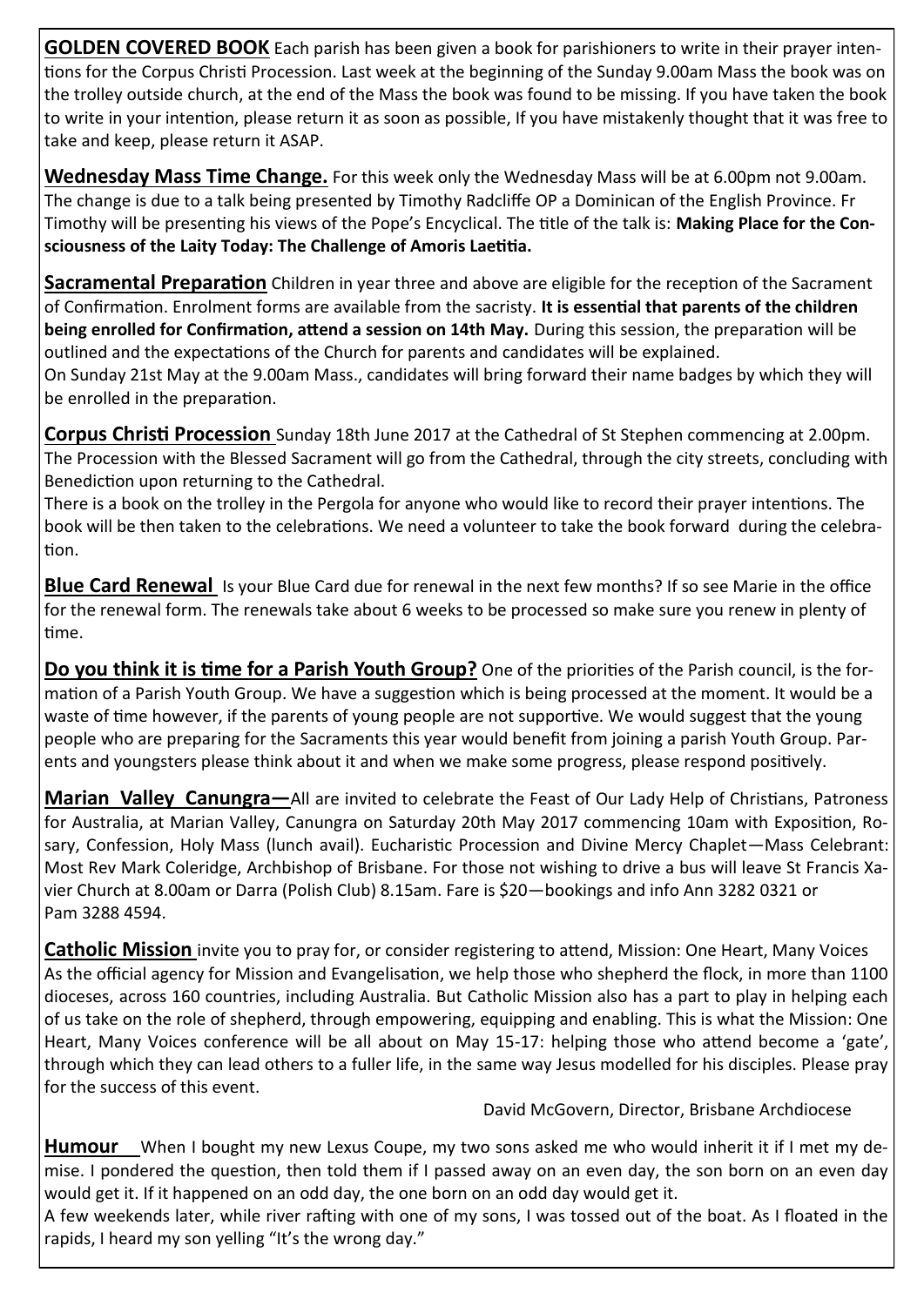**<u>GOLDEN COVERED BOOK</u>** Each parish has been given a book for parishioners to write in their prayer intentions for the Corpus Christi Procession. Last week at the beginning of the Sunday 9.00am Mass the book was on the trolley outside church, at the end of the Mass the book was found to be missing. If you have taken the book to write in your intention, please return it as soon as possible, If you have mistakenly thought that it was free to take and keep, please return it ASAP.

**<u>Wednesday Mass Time Change.</u>** For this week only the Wednesday Mass will be at 6.00pm not 9.00am. The change is due to a talk being presented by Timothy Radcliffe OP a Dominican of the English Province. Fr Timothy will be presenting his views of the Pope's Encyclical. The title of the talk is: **Making Place for the Consciousness of the Laity Today: The Challenge of Amoris Laetitia.**

**<u>Sacramental Preparation</u>** Children in year three and above are eligible for the reception of the Sacrament of Confirmation. Enrolment forms are available from the sacristy. **It is essential that parents of the children being enrolled for Confirmation, attend a session on 14th May.** During this session, the preparation will be outlined and the expectations of the Church for parents and candidates will be explained.
On Sunday 21st May at the 9.00am Mass., candidates will bring forward their name badges by which they will be enrolled in the preparation.

**<u>Corpus Christi Procession</u>** Sunday 18th June 2017 at the Cathedral of St Stephen commencing at 2.00pm. The Procession with the Blessed Sacrament will go from the Cathedral, through the city streets, concluding with Benediction upon returning to the Cathedral.
There is a book on the trolley in the Pergola for anyone who would like to record their prayer intentions. The book will be then taken to the celebrations. We need a volunteer to take the book forward during the celebration.

**<u>Blue Card Renewal</u>** Is your Blue Card due for renewal in the next few months? If so see Marie in the office for the renewal form. The renewals take about 6 weeks to be processed so make sure you renew in plenty of time.

**<u>Do you think it is time for a Parish Youth Group?</u>** One of the priorities of the Parish council, is the formation of a Parish Youth Group. We have a suggestion which is being processed at the moment. It would be a waste of time however, if the parents of young people are not supportive. We would suggest that the young people who are preparing for the Sacraments this year would benefit from joining a parish Youth Group. Parents and youngsters please think about it and when we make some progress, please respond positively.

**<u>Marian Valley Canungra—</u>**All are invited to celebrate the Feast of Our Lady Help of Christians, Patroness for Australia, at Marian Valley, Canungra on Saturday 20th May 2017 commencing 10am with Exposition, Rosary, Confession, Holy Mass (lunch avail). Eucharistic Procession and Divine Mercy Chaplet—Mass Celebrant: Most Rev Mark Coleridge, Archbishop of Brisbane. For those not wishing to drive a bus will leave St Francis Xavier Church at 8.00am or Darra (Polish Club) 8.15am. Fare is $20—bookings and info Ann 3282 0321 or Pam 3288 4594.

**<u>Catholic Mission</u>** invite you to pray for, or consider registering to attend, Mission: One Heart, Many Voices
As the official agency for Mission and Evangelisation, we help those who shepherd the flock, in more than 1100 dioceses, across 160 countries, including Australia. But Catholic Mission also has a part to play in helping each of us take on the role of shepherd, through empowering, equipping and enabling. This is what the Mission: One Heart, Many Voices conference will be all about on May 15-17: helping those who attend become a 'gate', through which they can lead others to a fuller life, in the same way Jesus modelled for his disciples. Please pray for the success of this event.

David McGovern, Director, Brisbane Archdiocese

**<u>Humour</u>** When I bought my new Lexus Coupe, my two sons asked me who would inherit it if I met my demise. I pondered the question, then told them if I passed away on an even day, the son born on an even day would get it. If it happened on an odd day, the one born on an odd day would get it.
A few weekends later, while river rafting with one of my sons, I was tossed out of the boat. As I floated in the rapids, I heard my son yelling "It's the wrong day."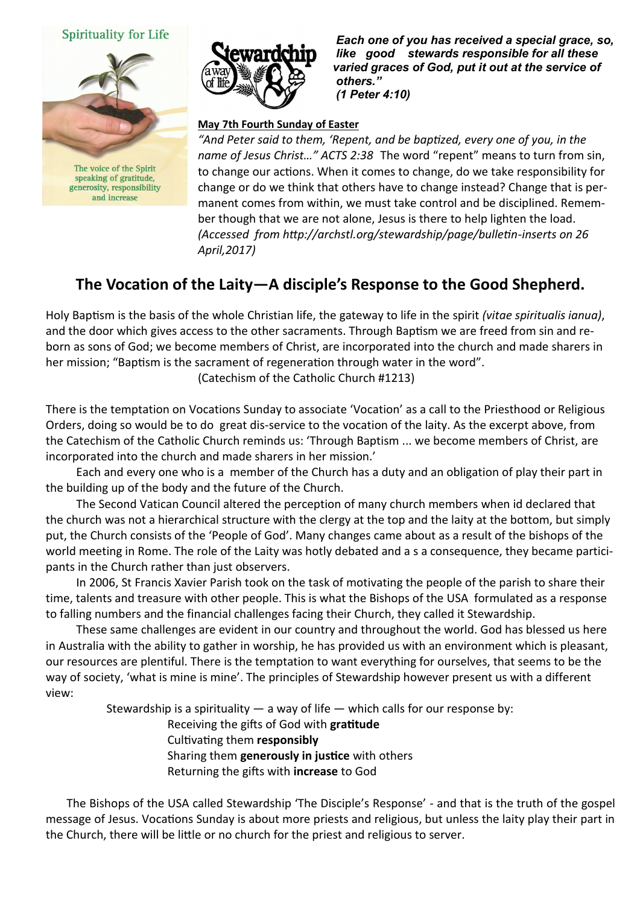Spirituality for Life

The voice of the Spirit speaking of gratitude, generosity, responsibility and increase

*Each one of you has received a special grace, so, like good stewards responsible for all these varied graces of God, put it out at the service of others." (1 Peter 4:10)*

**May 7th Fourth Sunday of Easter**

*"And Peter said to them, 'Repent, and be baptized, every one of you, in the name of Jesus Christ…" ACTS 2:38* The word "repent" means to turn from sin, to change our actions. When it comes to change, do we take responsibility for change or do we think that others have to change instead? Change that is permanent comes from within, we must take control and be disciplined. Remember though that we are not alone, Jesus is there to help lighten the load. *(Accessed from http://archstl.org/stewardship/page/bulletin-inserts on 26 April,2017)*

## The Vocation of the Laity—A disciple's Response to the Good Shepherd.

Holy Baptism is the basis of the whole Christian life, the gateway to life in the spirit *(vitae spiritualis ianua)*, and the door which gives access to the other sacraments. Through Baptism we are freed from sin and reborn as sons of God; we become members of Christ, are incorporated into the church and made sharers in her mission; "Baptism is the sacrament of regeneration through water in the word".
(Catechism of the Catholic Church #1213)

There is the temptation on Vocations Sunday to associate 'Vocation' as a call to the Priesthood or Religious Orders, doing so would be to do great dis-service to the vocation of the laity. As the excerpt above, from the Catechism of the Catholic Church reminds us: 'Through Baptism ... we become members of Christ, are incorporated into the church and made sharers in her mission.'

Each and every one who is a member of the Church has a duty and an obligation of play their part in the building up of the body and the future of the Church.

The Second Vatican Council altered the perception of many church members when id declared that the church was not a hierarchical structure with the clergy at the top and the laity at the bottom, but simply put, the Church consists of the 'People of God'. Many changes came about as a result of the bishops of the world meeting in Rome. The role of the Laity was hotly debated and a s a consequence, they became participants in the Church rather than just observers.

In 2006, St Francis Xavier Parish took on the task of motivating the people of the parish to share their time, talents and treasure with other people. This is what the Bishops of the USA formulated as a response to falling numbers and the financial challenges facing their Church, they called it Stewardship.

These same challenges are evident in our country and throughout the world. God has blessed us here in Australia with the ability to gather in worship, he has provided us with an environment which is pleasant, our resources are plentiful. There is the temptation to want everything for ourselves, that seems to be the way of society, 'what is mine is mine'. The principles of Stewardship however present us with a different view:

Stewardship is a spirituality — a way of life — which calls for our response by:

Receiving the gifts of God with **gratitude**
Cultivating them **responsibly**
Sharing them **generously in justice** with others
Returning the gifts with **increase** to God

The Bishops of the USA called Stewardship 'The Disciple's Response' - and that is the truth of the gospel message of Jesus. Vocations Sunday is about more priests and religious, but unless the laity play their part in the Church, there will be little or no church for the priest and religious to server.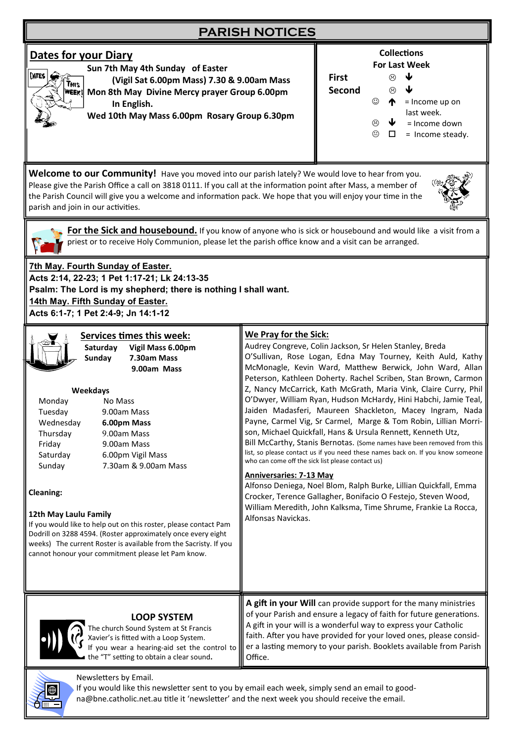# PARISH NOTICES

## Dates for your Diary

**Sun 7th May 4th Sunday of Easter**
**(Vigil Sat 6.00pm Mass) 7.30 & 9.00am Mass**
**Mon 8th May Divine Mercy prayer Group 6.00pm In English.**
**Wed 10th May Mass 6.00pm Rosary Group 6.30pm**

**Collections For Last Week**

| | | |
|---|---|---|
| **First** | ☹ | ↓ |
| **Second** | ☹ | ↓ |

☺ ↑ = Income up on last week.
☹ ↓ = Income down
😐 ☐ = Income steady.

**Welcome to our Community!** Have you moved into our parish lately? We would love to hear from you. Please give the Parish Office a call on 3818 0111. If you call at the information point after Mass, a member of the Parish Council will give you a welcome and information pack. We hope that you will enjoy your time in the parish and join in our activities.

**For the Sick and housebound.** If you know of anyone who is sick or housebound and would like a visit from a priest or to receive Holy Communion, please let the parish office know and a visit can be arranged.

**7th May. Fourth Sunday of Easter.**
**Acts 2:14, 22-23; 1 Pet 1:17-21; Lk 24:13-35**
**Psalm: The Lord is my shepherd; there is nothing I shall want.**
**14th May. Fifth Sunday of Easter.**
**Acts 6:1-7; 1 Pet 2:4-9; Jn 14:1-12**

## Services times this week:

| | |
|---|---|
| **Saturday** | **Vigil Mass 6.00pm** |
| **Sunday** | **7.30am Mass** |
| | **9.00am Mass** |

**Weekdays**

| | |
|---|---|
| Monday | No Mass |
| Tuesday | 9.00am Mass |
| Wednesday | **6.00pm Mass** |
| Thursday | 9.00am Mass |
| Friday | 9.00am Mass |
| Saturday | 6.00pm Vigil Mass |
| Sunday | 7.30am & 9.00am Mass |

**Cleaning:**

**12th May Laulu Family**

If you would like to help out on this roster, please contact Pam Dodrill on 3288 4594. (Roster approximately once every eight weeks) The current Roster is available from the Sacristy. If you cannot honour your commitment please let Pam know.

## We Pray for the Sick:

Audrey Congreve, Colin Jackson, Sr Helen Stanley, Breda O'Sullivan, Rose Logan, Edna May Tourney, Keith Auld, Kathy McMonagle, Kevin Ward, Matthew Berwick, John Ward, Allan Peterson, Kathleen Doherty. Rachel Scriben, Stan Brown, Carmon Z, Nancy McCarrick, Kath McGrath, Maria Vink, Claire Curry, Phil O'Dwyer, William Ryan, Hudson McHardy, Hini Habchi, Jamie Teal, Jaiden Madasferi, Maureen Shackleton, Macey Ingram, Nada Payne, Carmel Vig, Sr Carmel, Marge & Tom Robin, Lillian Morrison, Michael Quickfall, Hans & Ursula Rennett, Kenneth Utz, Bill McCarthy, Stanis Bernotas. (Some names have been removed from this list, so please contact us if you need these names back on. If you know someone who can come off the sick list please contact us)

## Anniversaries: 7-13 May

Alfonso Deniega, Noel Blom, Ralph Burke, Lillian Quickfall, Emma Crocker, Terence Gallagher, Bonifacio O Festejo, Steven Wood, William Meredith, John Kalksma, Time Shrume, Frankie La Rocca, Alfonsas Navickas.

## LOOP SYSTEM

The church Sound System at St Francis Xavier's is fitted with a Loop System. If you wear a hearing-aid set the control to the "T" setting to obtain a clear sound.

**A gift in your Will** can provide support for the many ministries of your Parish and ensure a legacy of faith for future generations. A gift in your will is a wonderful way to express your Catholic faith. After you have provided for your loved ones, please consider a lasting memory to your parish. Booklets available from Parish Office.

Newsletters by Email.
If you would like this newsletter sent to you by email each week, simply send an email to goodna@bne.catholic.net.au title it 'newsletter' and the next week you should receive the email.